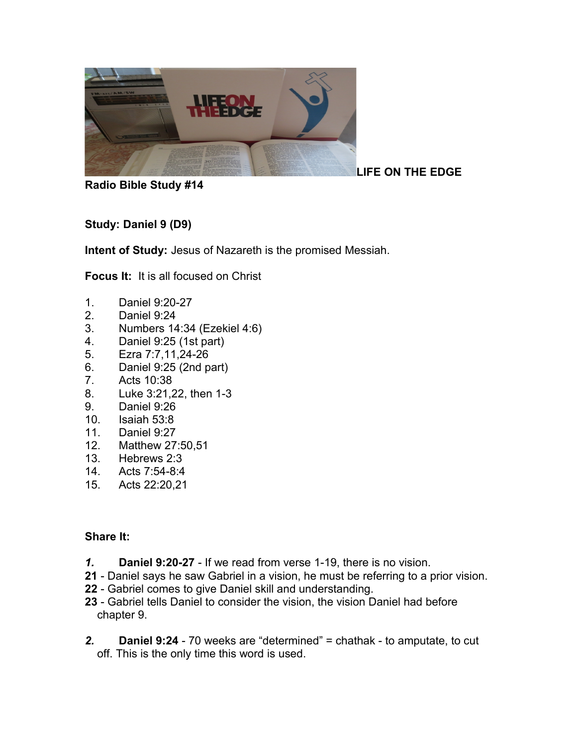**LIFE ON THE EDGE Radio Bible Study #14**

**Study: Daniel 9 (D9)**

**Intent of Study:** Jesus of Nazareth is the promised Messiah.

**Focus It:** It is all focused on Christ

1. Daniel 9:20-27
2. Daniel 9:24
3. Numbers 14:34 (Ezekiel 4:6)
4. Daniel 9:25 (1st part)
5. Ezra 7:7,11,24-26
6. Daniel 9:25 (2nd part)
7. Acts 10:38
8. Luke 3:21,22, then 1-3
9. Daniel 9:26
10. Isaiah 53:8
11. Daniel 9:27
12. Matthew 27:50,51
13. Hebrews 2:3
14. Acts 7:54-8:4
15. Acts 22:20,21

**Share It:**

***1.*** **Daniel 9:20-27** - If we read from verse 1-19, there is no vision.

**21** - Daniel says he saw Gabriel in a vision, he must be referring to a prior vision.

**22** - Gabriel comes to give Daniel skill and understanding.

**23** - Gabriel tells Daniel to consider the vision, the vision Daniel had before chapter 9.

***2.*** **Daniel 9:24** - 70 weeks are "determined" = chathak - to amputate, to cut off. This is the only time this word is used.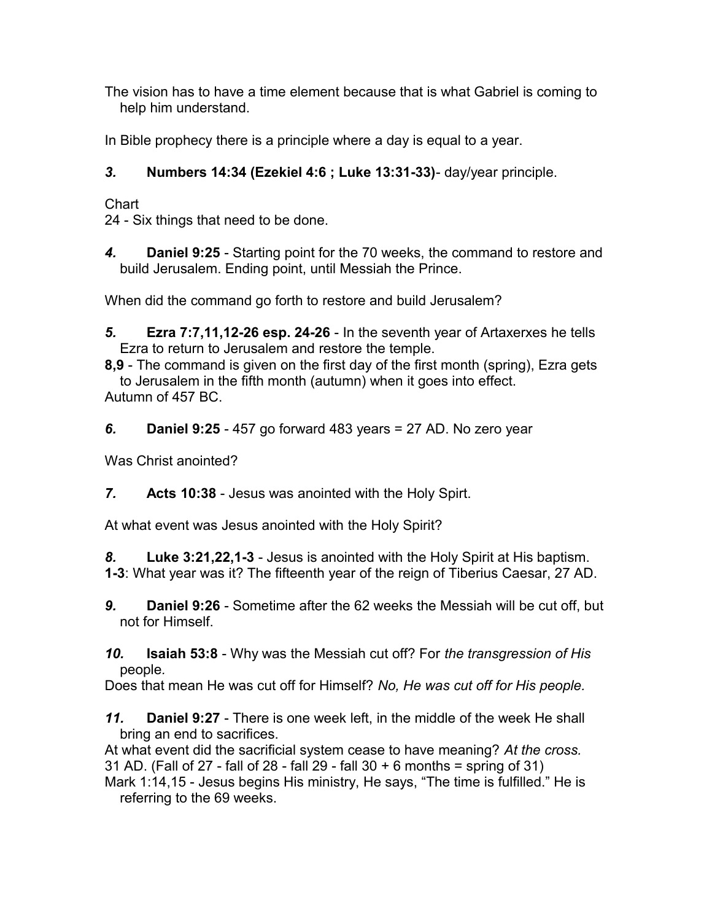The vision has to have a time element because that is what Gabriel is coming to help him understand.

In Bible prophecy there is a principle where a day is equal to a year.

***3.*** **Numbers 14:34 (Ezekiel 4:6 ; Luke 13:31-33)**- day/year principle.

Chart
24 - Six things that need to be done.

***4.*** **Daniel 9:25** - Starting point for the 70 weeks, the command to restore and build Jerusalem. Ending point, until Messiah the Prince.

When did the command go forth to restore and build Jerusalem?

***5.*** **Ezra 7:7,11,12-26 esp. 24-26** - In the seventh year of Artaxerxes he tells Ezra to return to Jerusalem and restore the temple.
**8,9** - The command is given on the first day of the first month (spring), Ezra gets to Jerusalem in the fifth month (autumn) when it goes into effect.
Autumn of 457 BC.

***6.*** **Daniel 9:25** - 457 go forward 483 years = 27 AD. No zero year

Was Christ anointed?

***7.*** **Acts 10:38** - Jesus was anointed with the Holy Spirt.

At what event was Jesus anointed with the Holy Spirit?

***8.*** **Luke 3:21,22,1-3** - Jesus is anointed with the Holy Spirit at His baptism.
**1-3**: What year was it? The fifteenth year of the reign of Tiberius Caesar, 27 AD.

***9.*** **Daniel 9:26** - Sometime after the 62 weeks the Messiah will be cut off, but not for Himself.

***10.*** **Isaiah 53:8** - Why was the Messiah cut off? For *the transgression of His* people.
Does that mean He was cut off for Himself? *No, He was cut off for His people.*

***11.*** **Daniel 9:27** - There is one week left, in the middle of the week He shall bring an end to sacrifices.
At what event did the sacrificial system cease to have meaning? *At the cross.*
31 AD. (Fall of 27 - fall of 28 - fall 29 - fall 30 + 6 months = spring of 31)
Mark 1:14,15 - Jesus begins His ministry, He says, “The time is fulfilled.” He is referring to the 69 weeks.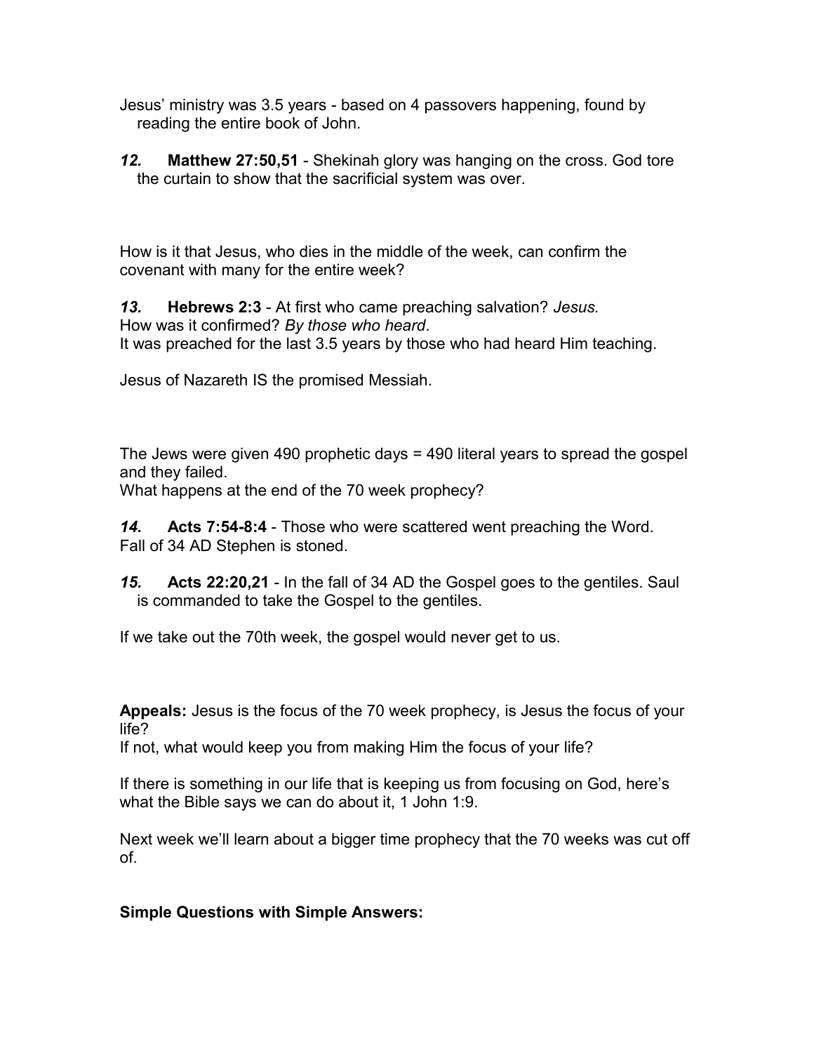Jesus' ministry was 3.5 years - based on 4 passovers happening, found by reading the entire book of John.

***12.*** **Matthew 27:50,51** - Shekinah glory was hanging on the cross. God tore the curtain to show that the sacrificial system was over.

How is it that Jesus, who dies in the middle of the week, can confirm the covenant with many for the entire week?

***13.*** **Hebrews 2:3** - At first who came preaching salvation? *Jesus.*
How was it confirmed? *By those who heard*.
It was preached for the last 3.5 years by those who had heard Him teaching.

Jesus of Nazareth IS the promised Messiah.

The Jews were given 490 prophetic days = 490 literal years to spread the gospel and they failed.
What happens at the end of the 70 week prophecy?

***14.*** **Acts 7:54-8:4** - Those who were scattered went preaching the Word.
Fall of 34 AD Stephen is stoned.

***15.*** **Acts 22:20,21** - In the fall of 34 AD the Gospel goes to the gentiles. Saul is commanded to take the Gospel to the gentiles.

If we take out the 70th week, the gospel would never get to us.

**Appeals:** Jesus is the focus of the 70 week prophecy, is Jesus the focus of your life?
If not, what would keep you from making Him the focus of your life?

If there is something in our life that is keeping us from focusing on God, here's what the Bible says we can do about it, 1 John 1:9.

Next week we'll learn about a bigger time prophecy that the 70 weeks was cut off of.

**Simple Questions with Simple Answers:**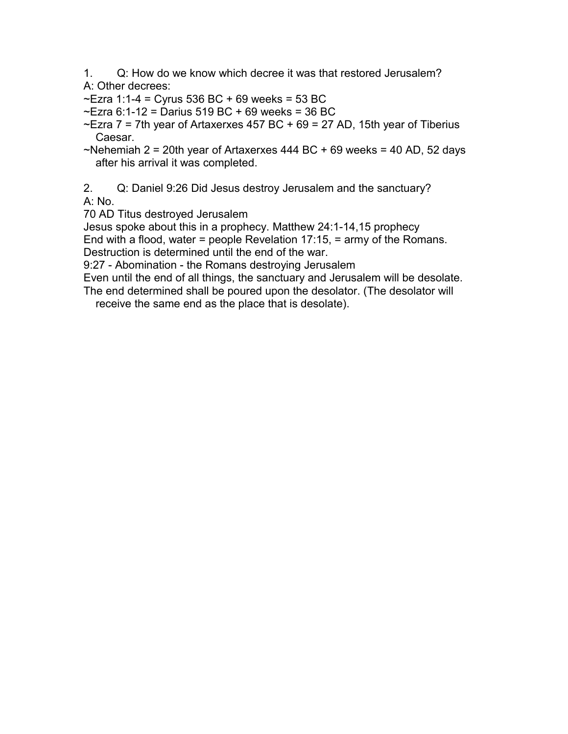1. Q: How do we know which decree it was that restored Jerusalem?

A: Other decrees:

~Ezra 1:1-4 = Cyrus 536 BC + 69 weeks = 53 BC

~Ezra 6:1-12 = Darius 519 BC + 69 weeks = 36 BC

~Ezra 7 = 7th year of Artaxerxes 457 BC + 69 = 27 AD, 15th year of Tiberius Caesar.

~Nehemiah 2 = 20th year of Artaxerxes 444 BC + 69 weeks = 40 AD, 52 days after his arrival it was completed.

2. Q: Daniel 9:26 Did Jesus destroy Jerusalem and the sanctuary?

A: No.

70 AD Titus destroyed Jerusalem

Jesus spoke about this in a prophecy. Matthew 24:1-14,15 prophecy

End with a flood, water = people Revelation 17:15, = army of the Romans.

Destruction is determined until the end of the war.

9:27 - Abomination - the Romans destroying Jerusalem

Even until the end of all things, the sanctuary and Jerusalem will be desolate.

The end determined shall be poured upon the desolator. (The desolator will receive the same end as the place that is desolate).